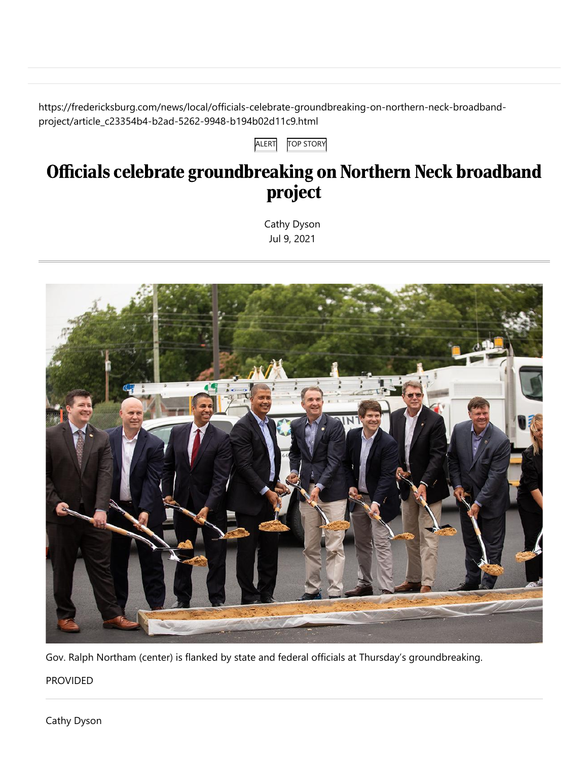https://fredericksburg.com/news/local/officials-celebrate-groundbreaking-on-northern-neck-broadband-project/article_c23354b4-b2ad-5262-9948-b194b02d11c9.html

ALERT TOP STORY

# Officials celebrate groundbreaking on Northern Neck broadband project

Cathy Dyson
Jul 9, 2021

Gov. Ralph Northam (center) is flanked by state and federal officials at Thursday's groundbreaking.

PROVIDED

Cathy Dyson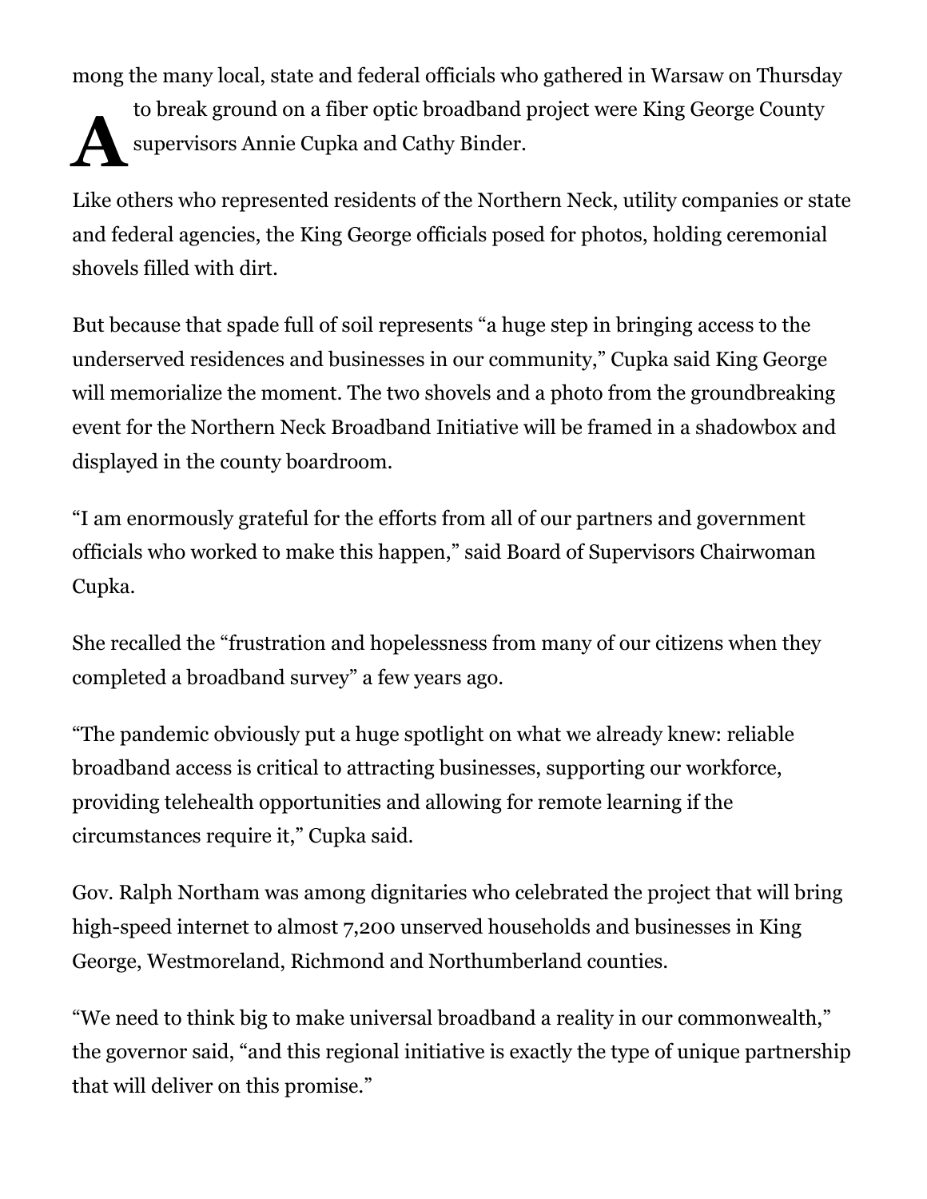Among the many local, state and federal officials who gathered in Warsaw on Thursday to break ground on a fiber optic broadband project were King George County supervisors Annie Cupka and Cathy Binder.

Like others who represented residents of the Northern Neck, utility companies or state and federal agencies, the King George officials posed for photos, holding ceremonial shovels filled with dirt.

But because that spade full of soil represents “a huge step in bringing access to the underserved residences and businesses in our community,” Cupka said King George will memorialize the moment. The two shovels and a photo from the groundbreaking event for the Northern Neck Broadband Initiative will be framed in a shadowbox and displayed in the county boardroom.

“I am enormously grateful for the efforts from all of our partners and government officials who worked to make this happen,” said Board of Supervisors Chairwoman Cupka.

She recalled the “frustration and hopelessness from many of our citizens when they completed a broadband survey” a few years ago.

“The pandemic obviously put a huge spotlight on what we already knew: reliable broadband access is critical to attracting businesses, supporting our workforce, providing telehealth opportunities and allowing for remote learning if the circumstances require it,” Cupka said.

Gov. Ralph Northam was among dignitaries who celebrated the project that will bring high-speed internet to almost 7,200 unserved households and businesses in King George, Westmoreland, Richmond and Northumberland counties.

“We need to think big to make universal broadband a reality in our commonwealth,” the governor said, “and this regional initiative is exactly the type of unique partnership that will deliver on this promise.”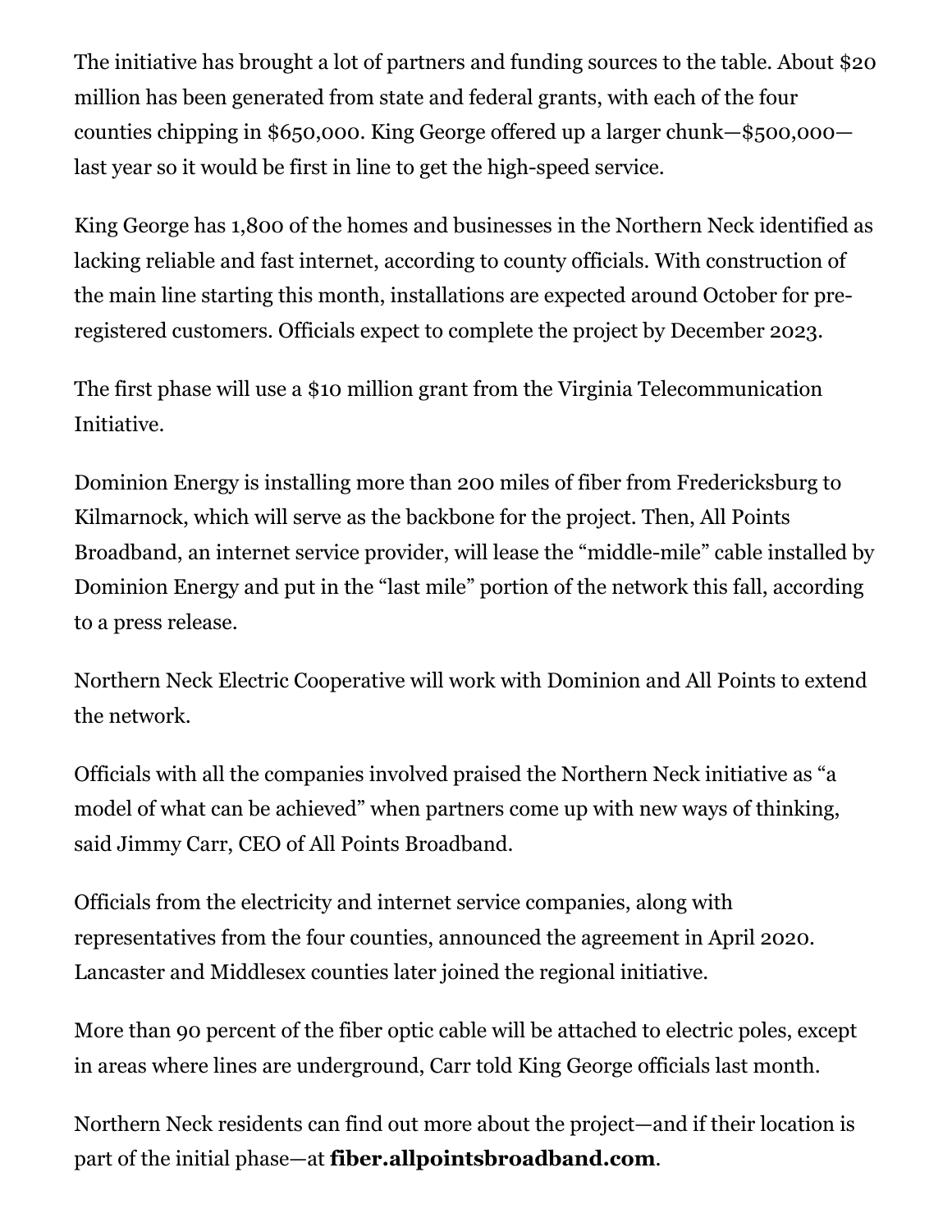The initiative has brought a lot of partners and funding sources to the table. About $20 million has been generated from state and federal grants, with each of the four counties chipping in $650,000. King George offered up a larger chunk—$500,000—last year so it would be first in line to get the high-speed service.

King George has 1,800 of the homes and businesses in the Northern Neck identified as lacking reliable and fast internet, according to county officials. With construction of the main line starting this month, installations are expected around October for pre-registered customers. Officials expect to complete the project by December 2023.

The first phase will use a $10 million grant from the Virginia Telecommunication Initiative.

Dominion Energy is installing more than 200 miles of fiber from Fredericksburg to Kilmarnock, which will serve as the backbone for the project. Then, All Points Broadband, an internet service provider, will lease the "middle-mile" cable installed by Dominion Energy and put in the "last mile" portion of the network this fall, according to a press release.

Northern Neck Electric Cooperative will work with Dominion and All Points to extend the network.

Officials with all the companies involved praised the Northern Neck initiative as "a model of what can be achieved" when partners come up with new ways of thinking, said Jimmy Carr, CEO of All Points Broadband.

Officials from the electricity and internet service companies, along with representatives from the four counties, announced the agreement in April 2020. Lancaster and Middlesex counties later joined the regional initiative.

More than 90 percent of the fiber optic cable will be attached to electric poles, except in areas where lines are underground, Carr told King George officials last month.

Northern Neck residents can find out more about the project—and if their location is part of the initial phase—at **fiber.allpointsbroadband.com**.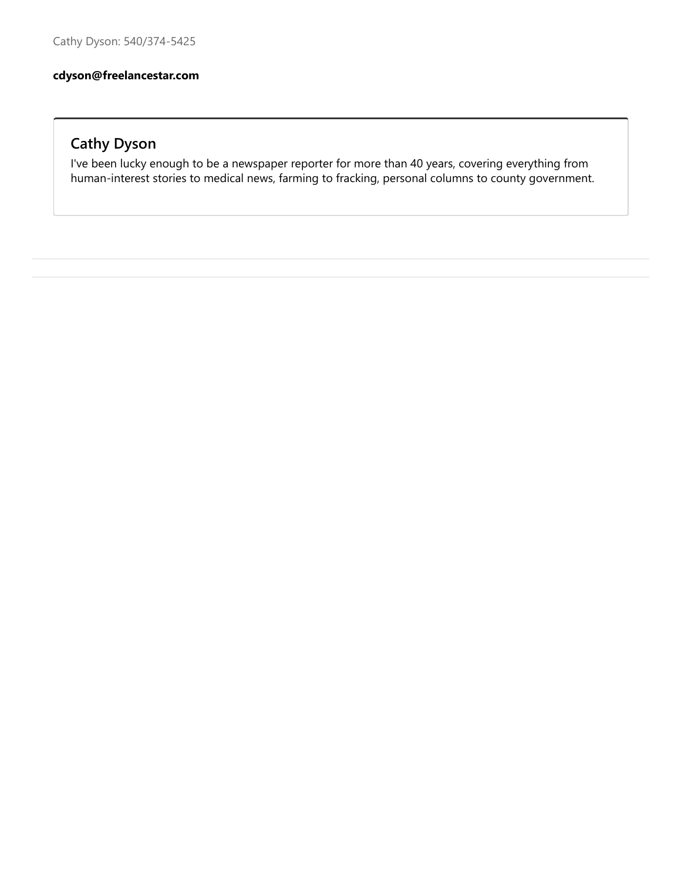Cathy Dyson: 540/374-5425

**cdyson@freelancestar.com**

## Cathy Dyson

I've been lucky enough to be a newspaper reporter for more than 40 years, covering everything from human-interest stories to medical news, farming to fracking, personal columns to county government.